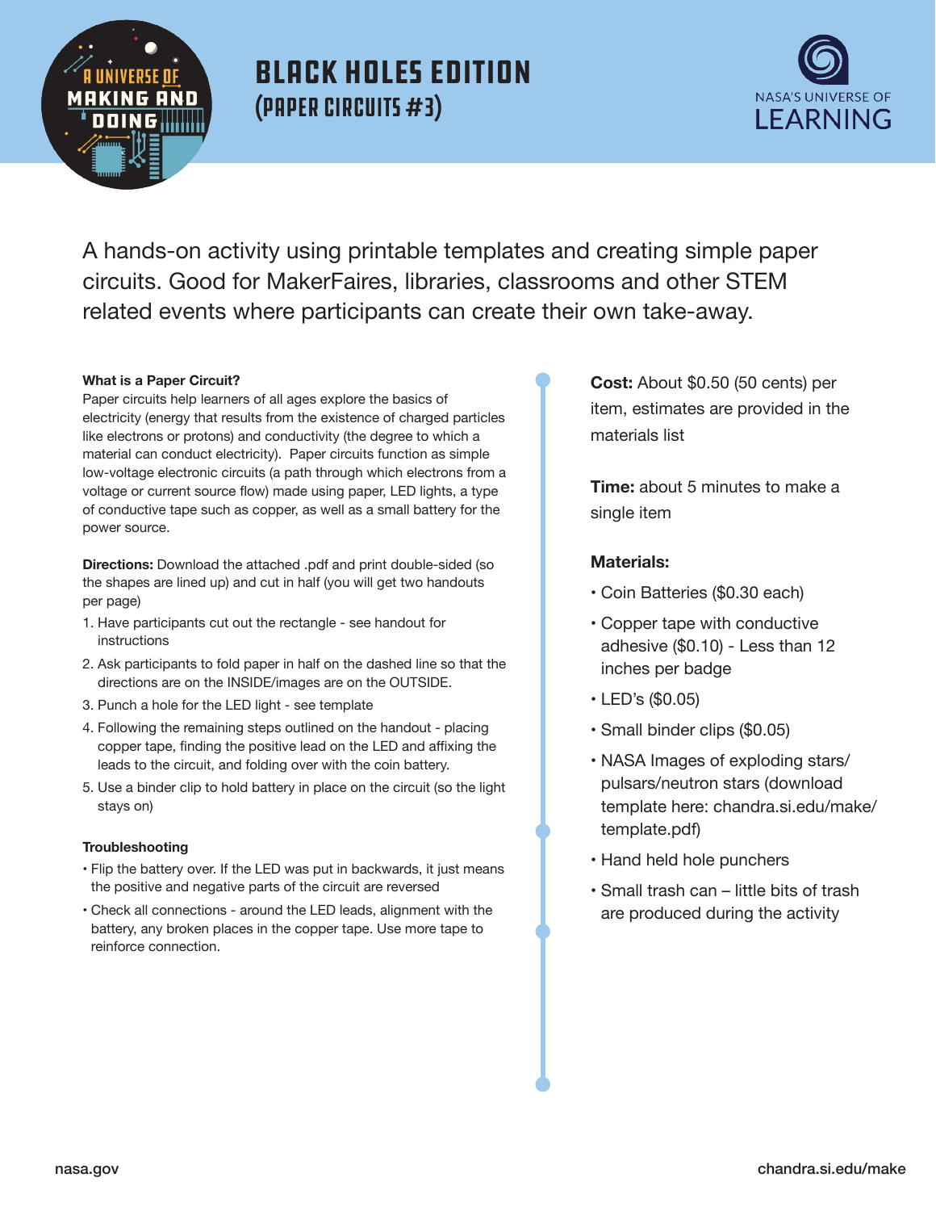# BLACK HOLES EDITION
## (PAPER CIRCUITS #3)

NASA'S UNIVERSE OF LEARNING

A hands-on activity using printable templates and creating simple paper circuits. Good for MakerFaires, libraries, classrooms and other STEM related events where participants can create their own take-away.

**What is a Paper Circuit?**

Paper circuits help learners of all ages explore the basics of electricity (energy that results from the existence of charged particles like electrons or protons) and conductivity (the degree to which a material can conduct electricity). Paper circuits function as simple low-voltage electronic circuits (a path through which electrons from a voltage or current source flow) made using paper, LED lights, a type of conductive tape such as copper, as well as a small battery for the power source.

**Directions:** Download the attached .pdf and print double-sided (so the shapes are lined up) and cut in half (you will get two handouts per page)

1. Have participants cut out the rectangle - see handout for instructions
2. Ask participants to fold paper in half on the dashed line so that the directions are on the INSIDE/images are on the OUTSIDE.
3. Punch a hole for the LED light - see template
4. Following the remaining steps outlined on the handout - placing copper tape, finding the positive lead on the LED and affixing the leads to the circuit, and folding over with the coin battery.
5. Use a binder clip to hold battery in place on the circuit (so the light stays on)

**Troubleshooting**

- Flip the battery over. If the LED was put in backwards, it just means the positive and negative parts of the circuit are reversed
- Check all connections - around the LED leads, alignment with the battery, any broken places in the copper tape. Use more tape to reinforce connection.

**Cost:** About $0.50 (50 cents) per item, estimates are provided in the materials list

**Time:** about 5 minutes to make a single item

**Materials:**

- Coin Batteries ($0.30 each)
- Copper tape with conductive adhesive ($0.10) - Less than 12 inches per badge
- LED's ($0.05)
- Small binder clips ($0.05)
- NASA Images of exploding stars/ pulsars/neutron stars (download template here: chandra.si.edu/make/ template.pdf)
- Hand held hole punchers
- Small trash can – little bits of trash are produced during the activity

nasa.gov chandra.si.edu/make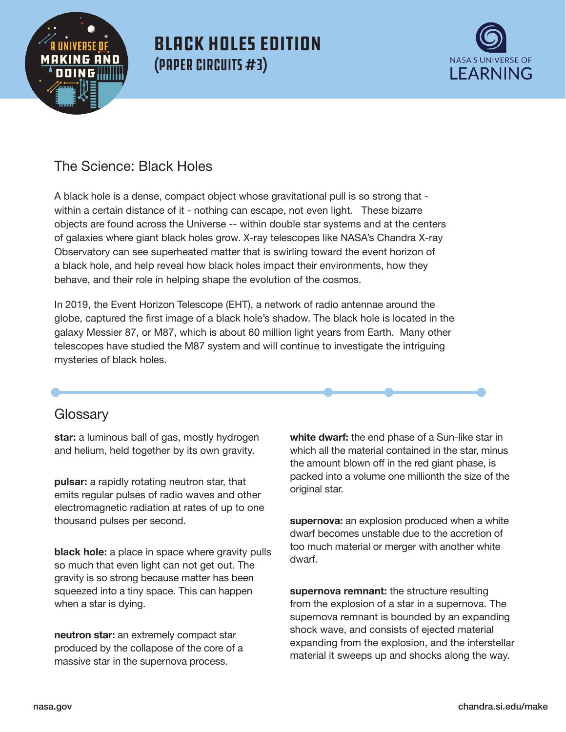# BLACK HOLES EDITION
## (PAPER CIRCUITS #3)

## The Science: Black Holes

A black hole is a dense, compact object whose gravitational pull is so strong that - within a certain distance of it - nothing can escape, not even light. These bizarre objects are found across the Universe -- within double star systems and at the centers of galaxies where giant black holes grow. X-ray telescopes like NASA's Chandra X-ray Observatory can see superheated matter that is swirling toward the event horizon of a black hole, and help reveal how black holes impact their environments, how they behave, and their role in helping shape the evolution of the cosmos.

In 2019, the Event Horizon Telescope (EHT), a network of radio antennae around the globe, captured the first image of a black hole's shadow. The black hole is located in the galaxy Messier 87, or M87, which is about 60 million light years from Earth. Many other telescopes have studied the M87 system and will continue to investigate the intriguing mysteries of black holes.

## Glossary

**star:** a luminous ball of gas, mostly hydrogen and helium, held together by its own gravity.

**pulsar:** a rapidly rotating neutron star, that emits regular pulses of radio waves and other electromagnetic radiation at rates of up to one thousand pulses per second.

**black hole:** a place in space where gravity pulls so much that even light can not get out. The gravity is so strong because matter has been squeezed into a tiny space. This can happen when a star is dying.

**neutron star:** an extremely compact star produced by the collapose of the core of a massive star in the supernova process.

**white dwarf:** the end phase of a Sun-like star in which all the material contained in the star, minus the amount blown off in the red giant phase, is packed into a volume one millionth the size of the original star.

**supernova:** an explosion produced when a white dwarf becomes unstable due to the accretion of too much material or merger with another white dwarf.

**supernova remnant:** the structure resulting from the explosion of a star in a supernova. The supernova remnant is bounded by an expanding shock wave, and consists of ejected material expanding from the explosion, and the interstellar material it sweeps up and shocks along the way.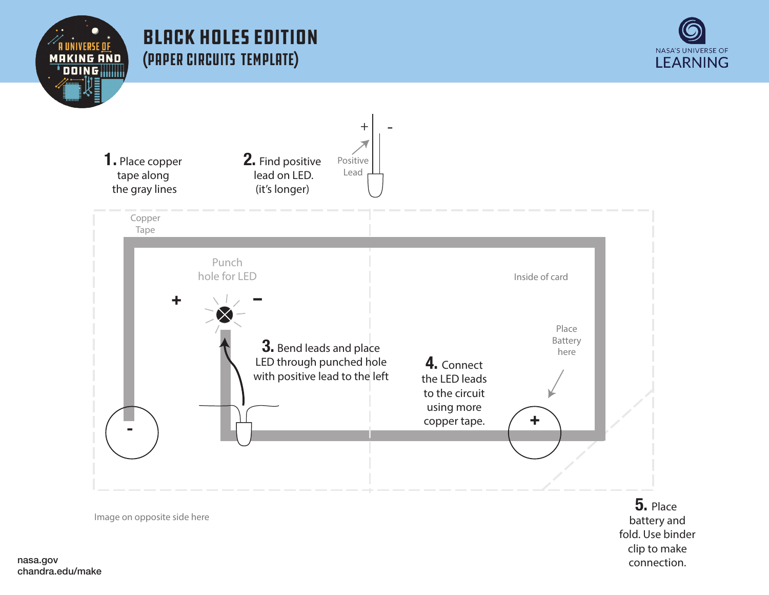# BLACK HOLES EDITION

## (PAPER CIRCUITS TEMPLATE)

NASA'S UNIVERSE OF LEARNING

**1.** Place copper tape along the gray lines

**2.** Find positive lead on LED. (it's longer)

\+ -

Positive Lead

Copper Tape

Punch hole for LED

\+ −

Inside of card

**3.** Bend leads and place LED through punched hole with positive lead to the left

**4.** Connect the LED leads to the circuit using more copper tape.

Place Battery here

\-

\+

Image on opposite side here

**5.** Place battery and fold. Use binder clip to make connection.

nasa.gov
chandra.edu/make